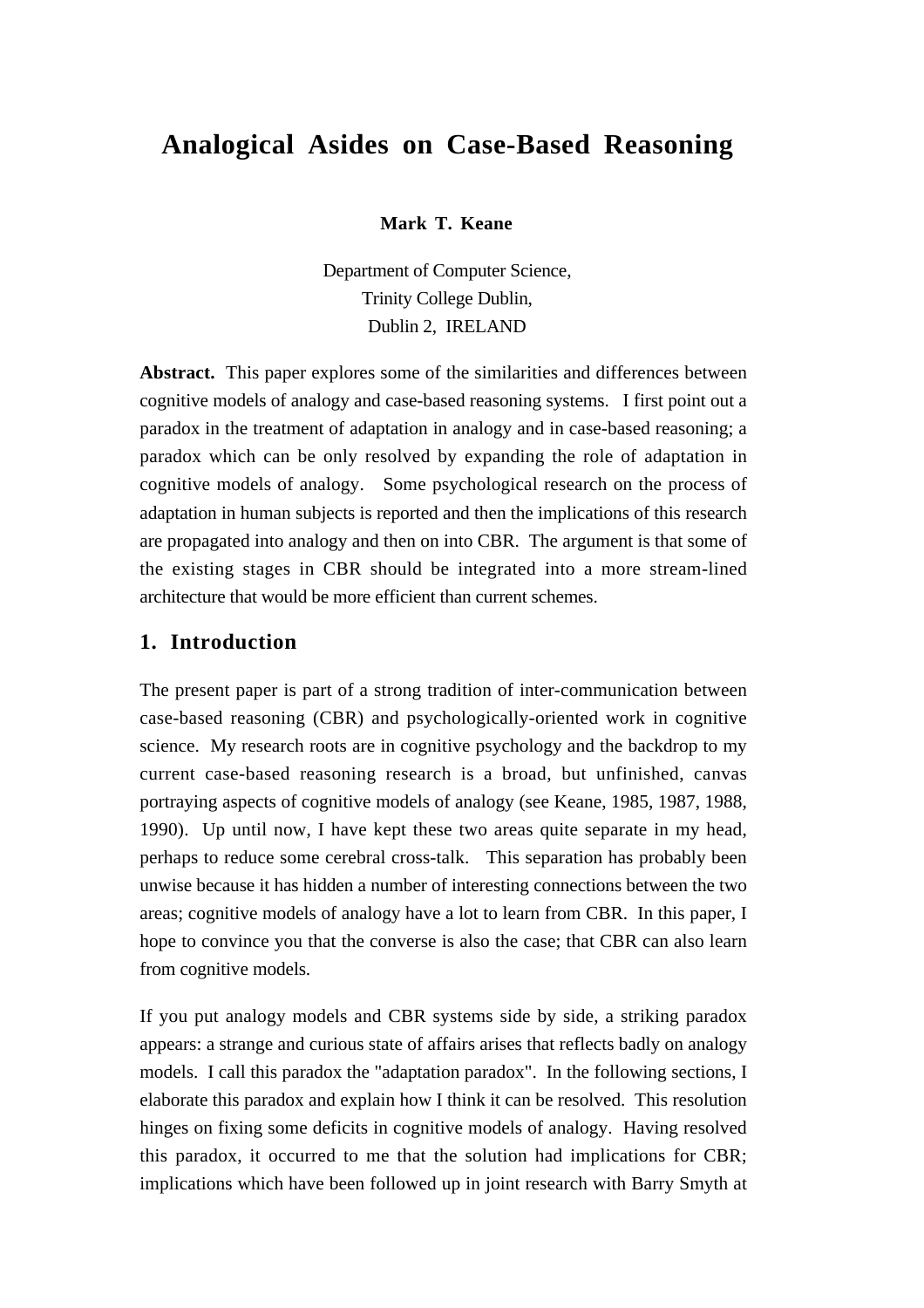# Analogical Asides on Case-Based Reasoning

**Mark T. Keane**

Department of Computer Science,
Trinity College Dublin,
Dublin 2, IRELAND

**Abstract.** This paper explores some of the similarities and differences between cognitive models of analogy and case-based reasoning systems. I first point out a paradox in the treatment of adaptation in analogy and in case-based reasoning; a paradox which can be only resolved by expanding the role of adaptation in cognitive models of analogy. Some psychological research on the process of adaptation in human subjects is reported and then the implications of this research are propagated into analogy and then on into CBR. The argument is that some of the existing stages in CBR should be integrated into a more stream-lined architecture that would be more efficient than current schemes.

## 1. Introduction

The present paper is part of a strong tradition of inter-communication between case-based reasoning (CBR) and psychologically-oriented work in cognitive science. My research roots are in cognitive psychology and the backdrop to my current case-based reasoning research is a broad, but unfinished, canvas portraying aspects of cognitive models of analogy (see Keane, 1985, 1987, 1988, 1990). Up until now, I have kept these two areas quite separate in my head, perhaps to reduce some cerebral cross-talk. This separation has probably been unwise because it has hidden a number of interesting connections between the two areas; cognitive models of analogy have a lot to learn from CBR. In this paper, I hope to convince you that the converse is also the case; that CBR can also learn from cognitive models.

If you put analogy models and CBR systems side by side, a striking paradox appears: a strange and curious state of affairs arises that reflects badly on analogy models. I call this paradox the "adaptation paradox". In the following sections, I elaborate this paradox and explain how I think it can be resolved. This resolution hinges on fixing some deficits in cognitive models of analogy. Having resolved this paradox, it occurred to me that the solution had implications for CBR; implications which have been followed up in joint research with Barry Smyth at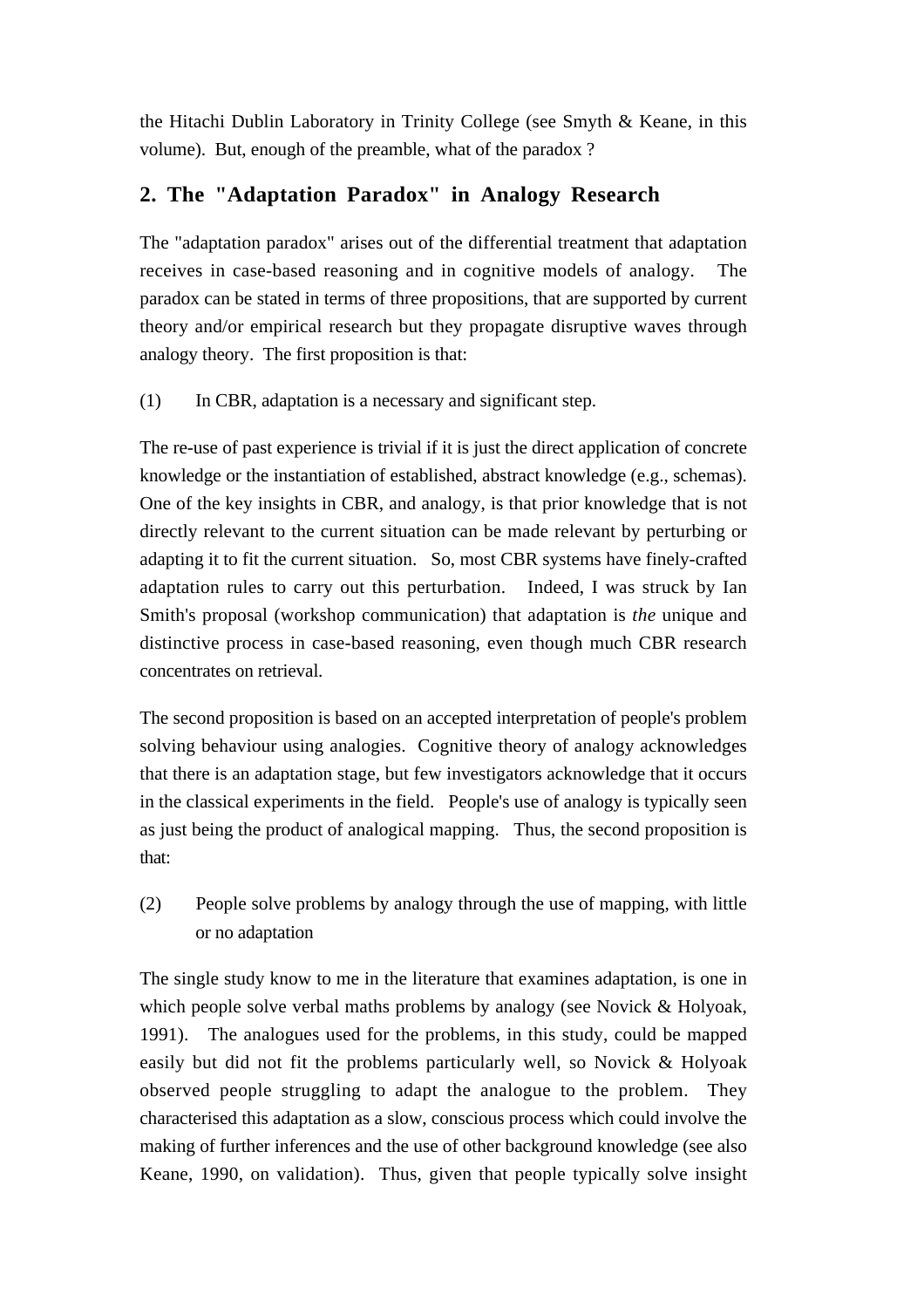the Hitachi Dublin Laboratory in Trinity College (see Smyth & Keane, in this volume). But, enough of the preamble, what of the paradox ?

## 2. The "Adaptation Paradox" in Analogy Research

The "adaptation paradox" arises out of the differential treatment that adaptation receives in case-based reasoning and in cognitive models of analogy. The paradox can be stated in terms of three propositions, that are supported by current theory and/or empirical research but they propagate disruptive waves through analogy theory. The first proposition is that:

(1) In CBR, adaptation is a necessary and significant step.

The re-use of past experience is trivial if it is just the direct application of concrete knowledge or the instantiation of established, abstract knowledge (e.g., schemas). One of the key insights in CBR, and analogy, is that prior knowledge that is not directly relevant to the current situation can be made relevant by perturbing or adapting it to fit the current situation. So, most CBR systems have finely-crafted adaptation rules to carry out this perturbation. Indeed, I was struck by Ian Smith's proposal (workshop communication) that adaptation is *the* unique and distinctive process in case-based reasoning, even though much CBR research concentrates on retrieval.

The second proposition is based on an accepted interpretation of people's problem solving behaviour using analogies. Cognitive theory of analogy acknowledges that there is an adaptation stage, but few investigators acknowledge that it occurs in the classical experiments in the field. People's use of analogy is typically seen as just being the product of analogical mapping. Thus, the second proposition is that:

(2) People solve problems by analogy through the use of mapping, with little or no adaptation

The single study know to me in the literature that examines adaptation, is one in which people solve verbal maths problems by analogy (see Novick & Holyoak, 1991). The analogues used for the problems, in this study, could be mapped easily but did not fit the problems particularly well, so Novick & Holyoak observed people struggling to adapt the analogue to the problem. They characterised this adaptation as a slow, conscious process which could involve the making of further inferences and the use of other background knowledge (see also Keane, 1990, on validation). Thus, given that people typically solve insight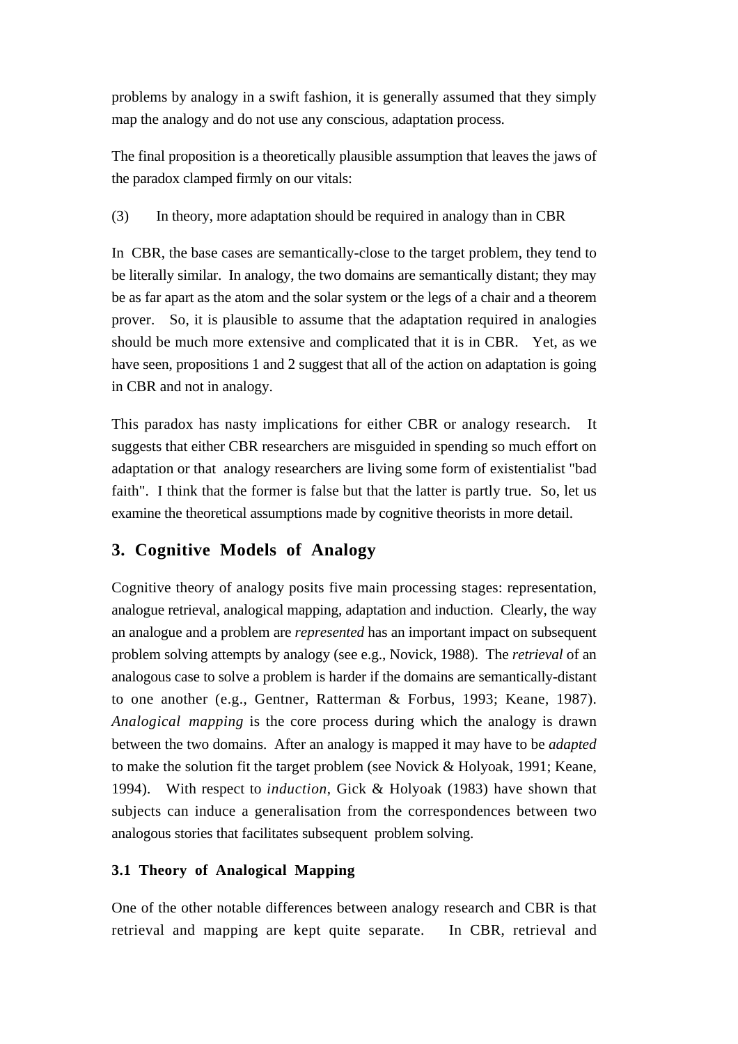problems by analogy in a swift fashion, it is generally assumed that they simply map the analogy and do not use any conscious, adaptation process.

The final proposition is a theoretically plausible assumption that leaves the jaws of the paradox clamped firmly on our vitals:

(3) In theory, more adaptation should be required in analogy than in CBR

In CBR, the base cases are semantically-close to the target problem, they tend to be literally similar. In analogy, the two domains are semantically distant; they may be as far apart as the atom and the solar system or the legs of a chair and a theorem prover. So, it is plausible to assume that the adaptation required in analogies should be much more extensive and complicated that it is in CBR. Yet, as we have seen, propositions 1 and 2 suggest that all of the action on adaptation is going in CBR and not in analogy.

This paradox has nasty implications for either CBR or analogy research. It suggests that either CBR researchers are misguided in spending so much effort on adaptation or that analogy researchers are living some form of existentialist "bad faith". I think that the former is false but that the latter is partly true. So, let us examine the theoretical assumptions made by cognitive theorists in more detail.

## 3. Cognitive Models of Analogy

Cognitive theory of analogy posits five main processing stages: representation, analogue retrieval, analogical mapping, adaptation and induction. Clearly, the way an analogue and a problem are *represented* has an important impact on subsequent problem solving attempts by analogy (see e.g., Novick, 1988). The *retrieval* of an analogous case to solve a problem is harder if the domains are semantically-distant to one another (e.g., Gentner, Ratterman & Forbus, 1993; Keane, 1987). *Analogical mapping* is the core process during which the analogy is drawn between the two domains. After an analogy is mapped it may have to be *adapted* to make the solution fit the target problem (see Novick & Holyoak, 1991; Keane, 1994). With respect to *induction*, Gick & Holyoak (1983) have shown that subjects can induce a generalisation from the correspondences between two analogous stories that facilitates subsequent problem solving.

### 3.1 Theory of Analogical Mapping

One of the other notable differences between analogy research and CBR is that retrieval and mapping are kept quite separate. In CBR, retrieval and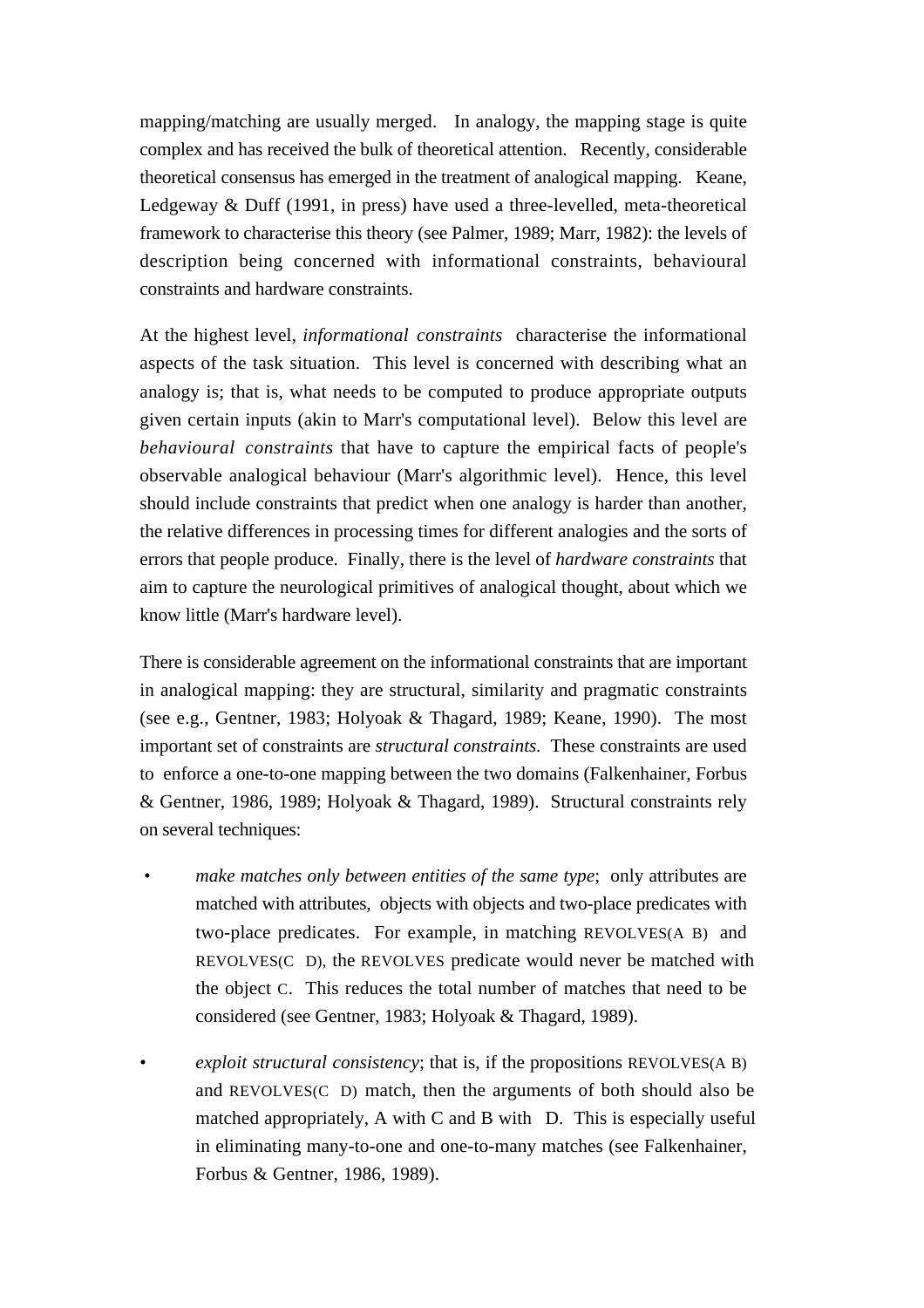mapping/matching are usually merged. In analogy, the mapping stage is quite complex and has received the bulk of theoretical attention. Recently, considerable theoretical consensus has emerged in the treatment of analogical mapping. Keane, Ledgeway & Duff (1991, in press) have used a three-levelled, meta-theoretical framework to characterise this theory (see Palmer, 1989; Marr, 1982): the levels of description being concerned with informational constraints, behavioural constraints and hardware constraints.

At the highest level, *informational constraints* characterise the informational aspects of the task situation. This level is concerned with describing what an analogy is; that is, what needs to be computed to produce appropriate outputs given certain inputs (akin to Marr's computational level). Below this level are *behavioural constraints* that have to capture the empirical facts of people's observable analogical behaviour (Marr's algorithmic level). Hence, this level should include constraints that predict when one analogy is harder than another, the relative differences in processing times for different analogies and the sorts of errors that people produce. Finally, there is the level of *hardware constraints* that aim to capture the neurological primitives of analogical thought, about which we know little (Marr's hardware level).

There is considerable agreement on the informational constraints that are important in analogical mapping: they are structural, similarity and pragmatic constraints (see e.g., Gentner, 1983; Holyoak & Thagard, 1989; Keane, 1990). The most important set of constraints are *structural constraints.* These constraints are used to enforce a one-to-one mapping between the two domains (Falkenhainer, Forbus & Gentner, 1986, 1989; Holyoak & Thagard, 1989). Structural constraints rely on several techniques:

- *make matches only between entities of the same type*; only attributes are matched with attributes, objects with objects and two-place predicates with two-place predicates. For example, in matching REVOLVES(A B) and REVOLVES(C D), the REVOLVES predicate would never be matched with the object C. This reduces the total number of matches that need to be considered (see Gentner, 1983; Holyoak & Thagard, 1989).

- *exploit structural consistency*; that is, if the propositions REVOLVES(A B) and REVOLVES(C D) match, then the arguments of both should also be matched appropriately, A with C and B with D. This is especially useful in eliminating many-to-one and one-to-many matches (see Falkenhainer, Forbus & Gentner, 1986, 1989).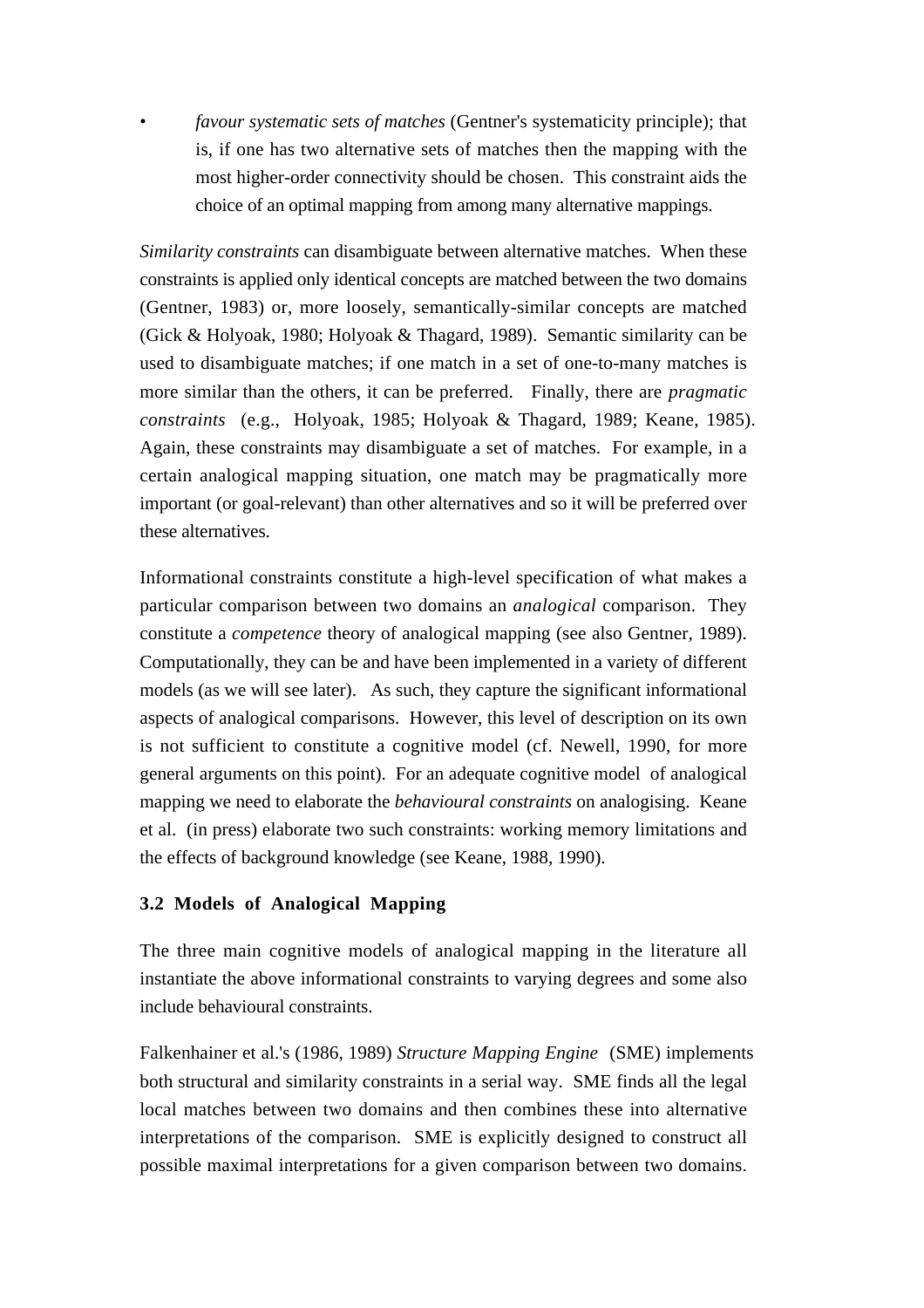- *favour systematic sets of matches* (Gentner's systematicity principle); that is, if one has two alternative sets of matches then the mapping with the most higher-order connectivity should be chosen. This constraint aids the choice of an optimal mapping from among many alternative mappings.

*Similarity constraints* can disambiguate between alternative matches. When these constraints is applied only identical concepts are matched between the two domains (Gentner, 1983) or, more loosely, semantically-similar concepts are matched (Gick & Holyoak, 1980; Holyoak & Thagard, 1989). Semantic similarity can be used to disambiguate matches; if one match in a set of one-to-many matches is more similar than the others, it can be preferred. Finally, there are *pragmatic constraints* (e.g., Holyoak, 1985; Holyoak & Thagard, 1989; Keane, 1985). Again, these constraints may disambiguate a set of matches. For example, in a certain analogical mapping situation, one match may be pragmatically more important (or goal-relevant) than other alternatives and so it will be preferred over these alternatives.

Informational constraints constitute a high-level specification of what makes a particular comparison between two domains an *analogical* comparison. They constitute a *competence* theory of analogical mapping (see also Gentner, 1989). Computationally, they can be and have been implemented in a variety of different models (as we will see later). As such, they capture the significant informational aspects of analogical comparisons. However, this level of description on its own is not sufficient to constitute a cognitive model (cf. Newell, 1990, for more general arguments on this point). For an adequate cognitive model of analogical mapping we need to elaborate the *behavioural constraints* on analogising. Keane et al. (in press) elaborate two such constraints: working memory limitations and the effects of background knowledge (see Keane, 1988, 1990).

### 3.2 Models of Analogical Mapping

The three main cognitive models of analogical mapping in the literature all instantiate the above informational constraints to varying degrees and some also include behavioural constraints.

Falkenhainer et al.'s (1986, 1989) *Structure Mapping Engine* (SME) implements both structural and similarity constraints in a serial way. SME finds all the legal local matches between two domains and then combines these into alternative interpretations of the comparison. SME is explicitly designed to construct all possible maximal interpretations for a given comparison between two domains.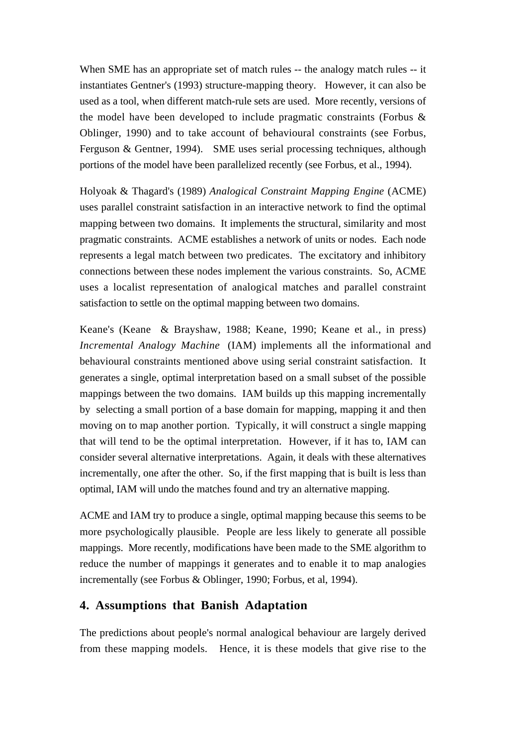When SME has an appropriate set of match rules -- the analogy match rules -- it instantiates Gentner's (1993) structure-mapping theory. However, it can also be used as a tool, when different match-rule sets are used. More recently, versions of the model have been developed to include pragmatic constraints (Forbus & Oblinger, 1990) and to take account of behavioural constraints (see Forbus, Ferguson & Gentner, 1994). SME uses serial processing techniques, although portions of the model have been parallelized recently (see Forbus, et al., 1994).

Holyoak & Thagard's (1989) *Analogical Constraint Mapping Engine* (ACME) uses parallel constraint satisfaction in an interactive network to find the optimal mapping between two domains. It implements the structural, similarity and most pragmatic constraints. ACME establishes a network of units or nodes. Each node represents a legal match between two predicates. The excitatory and inhibitory connections between these nodes implement the various constraints. So, ACME uses a localist representation of analogical matches and parallel constraint satisfaction to settle on the optimal mapping between two domains.

Keane's (Keane & Brayshaw, 1988; Keane, 1990; Keane et al., in press) *Incremental Analogy Machine* (IAM) implements all the informational and behavioural constraints mentioned above using serial constraint satisfaction. It generates a single, optimal interpretation based on a small subset of the possible mappings between the two domains. IAM builds up this mapping incrementally by selecting a small portion of a base domain for mapping, mapping it and then moving on to map another portion. Typically, it will construct a single mapping that will tend to be the optimal interpretation. However, if it has to, IAM can consider several alternative interpretations. Again, it deals with these alternatives incrementally, one after the other. So, if the first mapping that is built is less than optimal, IAM will undo the matches found and try an alternative mapping.

ACME and IAM try to produce a single, optimal mapping because this seems to be more psychologically plausible. People are less likely to generate all possible mappings. More recently, modifications have been made to the SME algorithm to reduce the number of mappings it generates and to enable it to map analogies incrementally (see Forbus & Oblinger, 1990; Forbus, et al, 1994).

## 4. Assumptions that Banish Adaptation

The predictions about people's normal analogical behaviour are largely derived from these mapping models. Hence, it is these models that give rise to the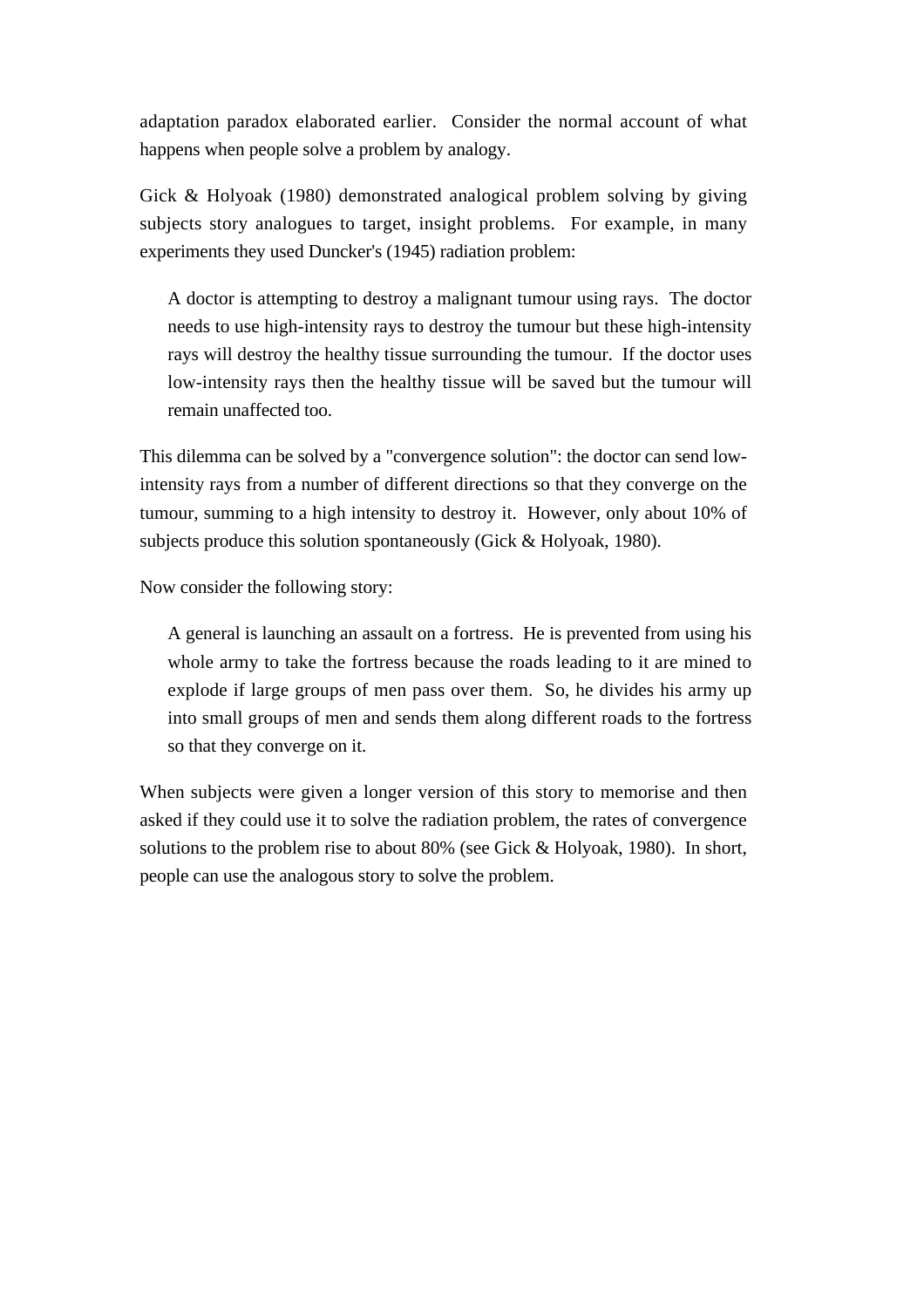adaptation paradox elaborated earlier. Consider the normal account of what happens when people solve a problem by analogy.

Gick & Holyoak (1980) demonstrated analogical problem solving by giving subjects story analogues to target, insight problems. For example, in many experiments they used Duncker's (1945) radiation problem:

> A doctor is attempting to destroy a malignant tumour using rays. The doctor needs to use high-intensity rays to destroy the tumour but these high-intensity rays will destroy the healthy tissue surrounding the tumour. If the doctor uses low-intensity rays then the healthy tissue will be saved but the tumour will remain unaffected too.

This dilemma can be solved by a "convergence solution": the doctor can send low-intensity rays from a number of different directions so that they converge on the tumour, summing to a high intensity to destroy it. However, only about 10% of subjects produce this solution spontaneously (Gick & Holyoak, 1980).

Now consider the following story:

> A general is launching an assault on a fortress. He is prevented from using his whole army to take the fortress because the roads leading to it are mined to explode if large groups of men pass over them. So, he divides his army up into small groups of men and sends them along different roads to the fortress so that they converge on it.

When subjects were given a longer version of this story to memorise and then asked if they could use it to solve the radiation problem, the rates of convergence solutions to the problem rise to about 80% (see Gick & Holyoak, 1980). In short, people can use the analogous story to solve the problem.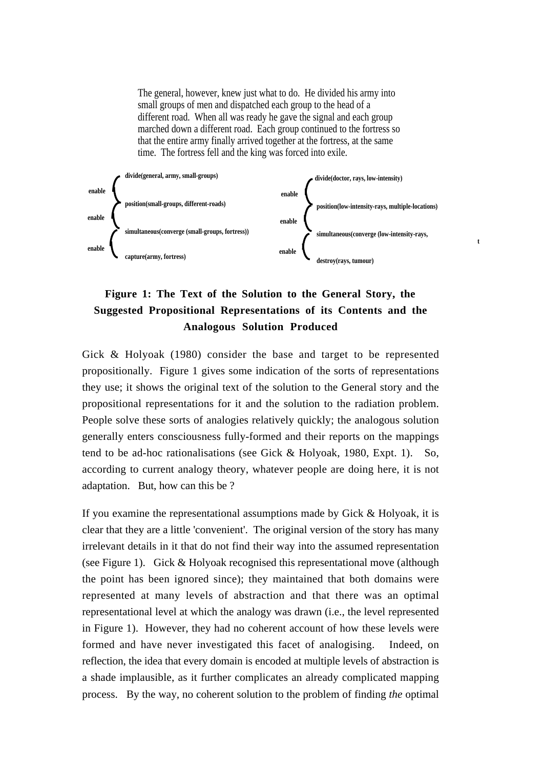The general, however, knew just what to do. He divided his army into small groups of men and dispatched each group to the head of a different road. When all was ready he gave the signal and each group marched down a different road. Each group continued to the fortress so that the entire army finally arrived together at the fortress, at the same time. The fortress fell and the king was forced into exile.

```
        divide(general, army, small-groups)
enable {
        position(small-groups, different-roads)
enable {
        simultaneous(converge (small-groups, fortress))
enable {
        capture(army, fortress)
```

```
        divide(doctor, rays, low-intensity)
enable {
        position(low-intensity-rays, multiple-locations)
enable {
        simultaneous(converge (low-intensity-rays,                t
enable {
        destroy(rays, tumour)
```

**Figure 1: The Text of the Solution to the General Story, the Suggested Propositional Representations of its Contents and the Analogous Solution Produced**

Gick & Holyoak (1980) consider the base and target to be represented propositionally. Figure 1 gives some indication of the sorts of representations they use; it shows the original text of the solution to the General story and the propositional representations for it and the solution to the radiation problem. People solve these sorts of analogies relatively quickly; the analogous solution generally enters consciousness fully-formed and their reports on the mappings tend to be ad-hoc rationalisations (see Gick & Holyoak, 1980, Expt. 1). So, according to current analogy theory, whatever people are doing here, it is not adaptation. But, how can this be ?

If you examine the representational assumptions made by Gick & Holyoak, it is clear that they are a little 'convenient'. The original version of the story has many irrelevant details in it that do not find their way into the assumed representation (see Figure 1). Gick & Holyoak recognised this representational move (although the point has been ignored since); they maintained that both domains were represented at many levels of abstraction and that there was an optimal representational level at which the analogy was drawn (i.e., the level represented in Figure 1). However, they had no coherent account of how these levels were formed and have never investigated this facet of analogising. Indeed, on reflection, the idea that every domain is encoded at multiple levels of abstraction is a shade implausible, as it further complicates an already complicated mapping process. By the way, no coherent solution to the problem of finding *the* optimal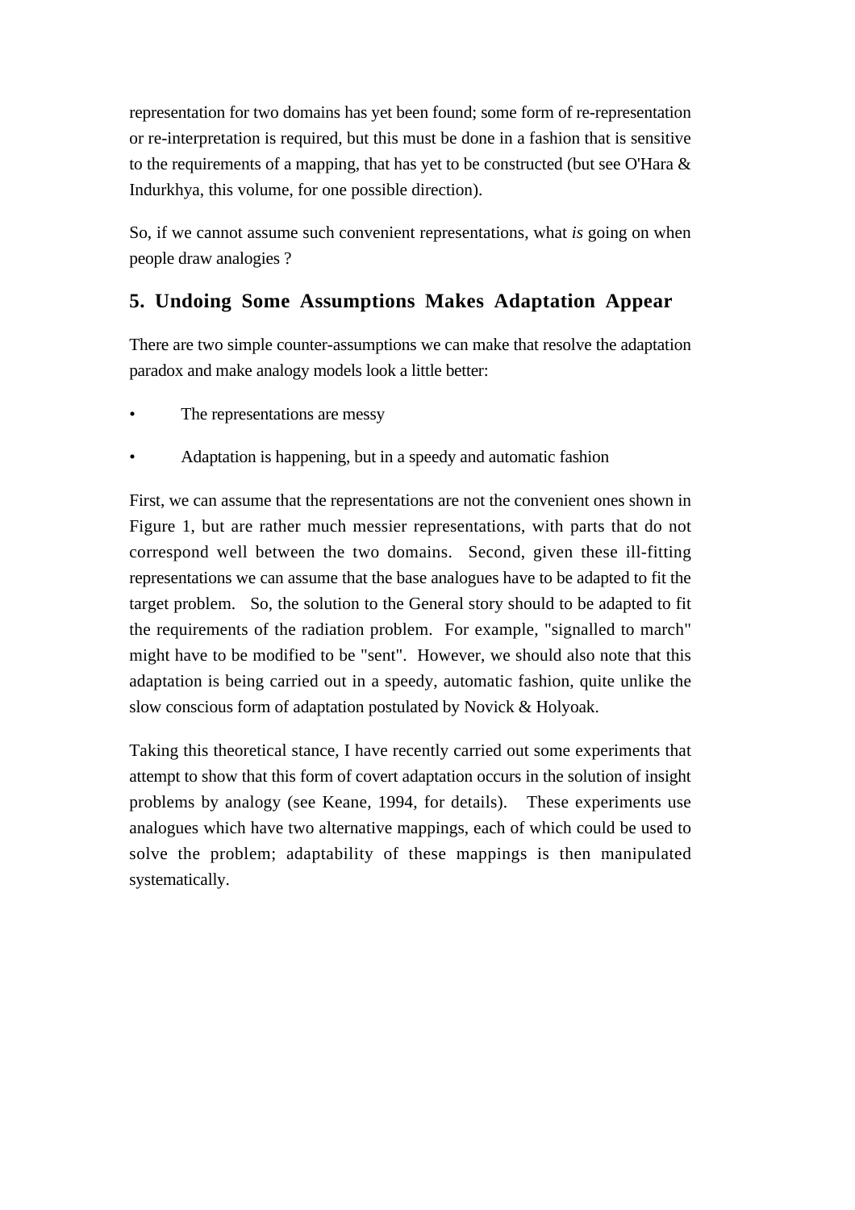representation for two domains has yet been found; some form of re-representation or re-interpretation is required, but this must be done in a fashion that is sensitive to the requirements of a mapping, that has yet to be constructed (but see O'Hara & Indurkhya, this volume, for one possible direction).

So, if we cannot assume such convenient representations, what *is* going on when people draw analogies ?

## 5. Undoing Some Assumptions Makes Adaptation Appear

There are two simple counter-assumptions we can make that resolve the adaptation paradox and make analogy models look a little better:

- The representations are messy
- Adaptation is happening, but in a speedy and automatic fashion

First, we can assume that the representations are not the convenient ones shown in Figure 1, but are rather much messier representations, with parts that do not correspond well between the two domains. Second, given these ill-fitting representations we can assume that the base analogues have to be adapted to fit the target problem. So, the solution to the General story should to be adapted to fit the requirements of the radiation problem. For example, "signalled to march" might have to be modified to be "sent". However, we should also note that this adaptation is being carried out in a speedy, automatic fashion, quite unlike the slow conscious form of adaptation postulated by Novick & Holyoak.

Taking this theoretical stance, I have recently carried out some experiments that attempt to show that this form of covert adaptation occurs in the solution of insight problems by analogy (see Keane, 1994, for details). These experiments use analogues which have two alternative mappings, each of which could be used to solve the problem; adaptability of these mappings is then manipulated systematically.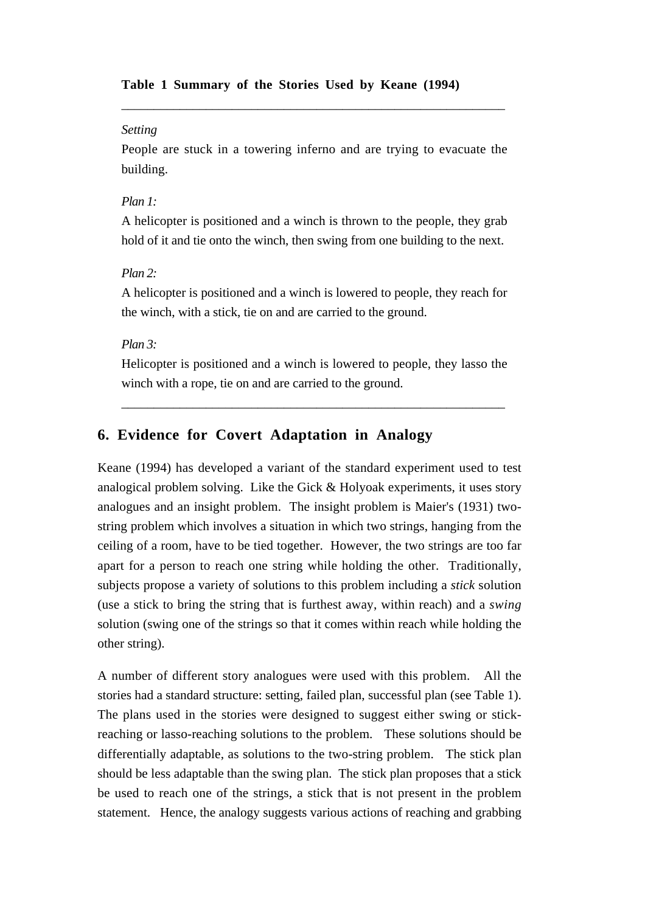**Table 1 Summary of the Stories Used by Keane (1994)**

---

*Setting*

People are stuck in a towering inferno and are trying to evacuate the building.

*Plan 1:*

A helicopter is positioned and a winch is thrown to the people, they grab hold of it and tie onto the winch, then swing from one building to the next.

*Plan 2:*

A helicopter is positioned and a winch is lowered to people, they reach for the winch, with a stick, tie on and are carried to the ground.

*Plan 3:*

Helicopter is positioned and a winch is lowered to people, they lasso the winch with a rope, tie on and are carried to the ground.

---

## 6. Evidence for Covert Adaptation in Analogy

Keane (1994) has developed a variant of the standard experiment used to test analogical problem solving. Like the Gick & Holyoak experiments, it uses story analogues and an insight problem. The insight problem is Maier's (1931) two-string problem which involves a situation in which two strings, hanging from the ceiling of a room, have to be tied together. However, the two strings are too far apart for a person to reach one string while holding the other. Traditionally, subjects propose a variety of solutions to this problem including a *stick* solution (use a stick to bring the string that is furthest away, within reach) and a *swing* solution (swing one of the strings so that it comes within reach while holding the other string).

A number of different story analogues were used with this problem. All the stories had a standard structure: setting, failed plan, successful plan (see Table 1). The plans used in the stories were designed to suggest either swing or stick-reaching or lasso-reaching solutions to the problem. These solutions should be differentially adaptable, as solutions to the two-string problem. The stick plan should be less adaptable than the swing plan. The stick plan proposes that a stick be used to reach one of the strings, a stick that is not present in the problem statement. Hence, the analogy suggests various actions of reaching and grabbing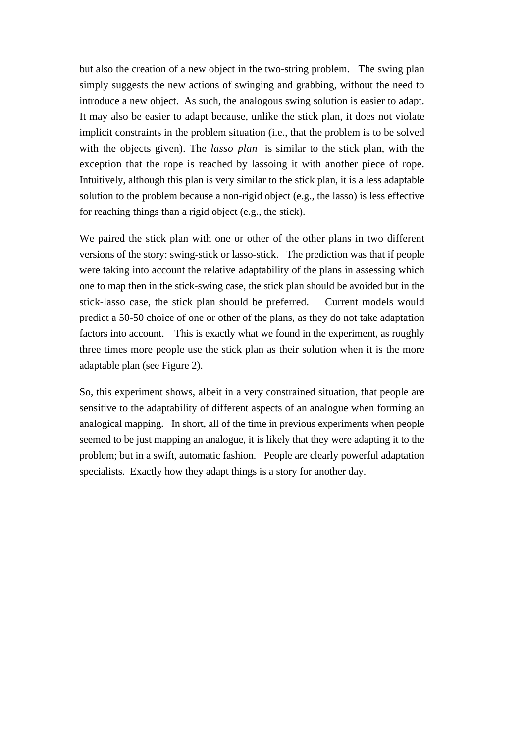but also the creation of a new object in the two-string problem. The swing plan simply suggests the new actions of swinging and grabbing, without the need to introduce a new object. As such, the analogous swing solution is easier to adapt. It may also be easier to adapt because, unlike the stick plan, it does not violate implicit constraints in the problem situation (i.e., that the problem is to be solved with the objects given). The *lasso plan* is similar to the stick plan, with the exception that the rope is reached by lassoing it with another piece of rope. Intuitively, although this plan is very similar to the stick plan, it is a less adaptable solution to the problem because a non-rigid object (e.g., the lasso) is less effective for reaching things than a rigid object (e.g., the stick).

We paired the stick plan with one or other of the other plans in two different versions of the story: swing-stick or lasso-stick. The prediction was that if people were taking into account the relative adaptability of the plans in assessing which one to map then in the stick-swing case, the stick plan should be avoided but in the stick-lasso case, the stick plan should be preferred. Current models would predict a 50-50 choice of one or other of the plans, as they do not take adaptation factors into account. This is exactly what we found in the experiment, as roughly three times more people use the stick plan as their solution when it is the more adaptable plan (see Figure 2).

So, this experiment shows, albeit in a very constrained situation, that people are sensitive to the adaptability of different aspects of an analogue when forming an analogical mapping. In short, all of the time in previous experiments when people seemed to be just mapping an analogue, it is likely that they were adapting it to the problem; but in a swift, automatic fashion. People are clearly powerful adaptation specialists. Exactly how they adapt things is a story for another day.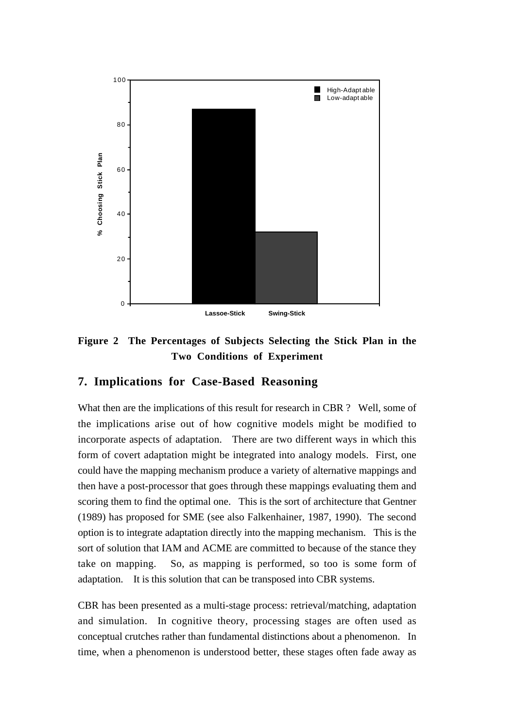**Figure 2 The Percentages of Subjects Selecting the Stick Plan in the Two Conditions of Experiment**

## 7. Implications for Case-Based Reasoning

What then are the implications of this result for research in CBR ? Well, some of the implications arise out of how cognitive models might be modified to incorporate aspects of adaptation. There are two different ways in which this form of covert adaptation might be integrated into analogy models. First, one could have the mapping mechanism produce a variety of alternative mappings and then have a post-processor that goes through these mappings evaluating them and scoring them to find the optimal one. This is the sort of architecture that Gentner (1989) has proposed for SME (see also Falkenhainer, 1987, 1990). The second option is to integrate adaptation directly into the mapping mechanism. This is the sort of solution that IAM and ACME are committed to because of the stance they take on mapping. So, as mapping is performed, so too is some form of adaptation. It is this solution that can be transposed into CBR systems.

CBR has been presented as a multi-stage process: retrieval/matching, adaptation and simulation. In cognitive theory, processing stages are often used as conceptual crutches rather than fundamental distinctions about a phenomenon. In time, when a phenomenon is understood better, these stages often fade away as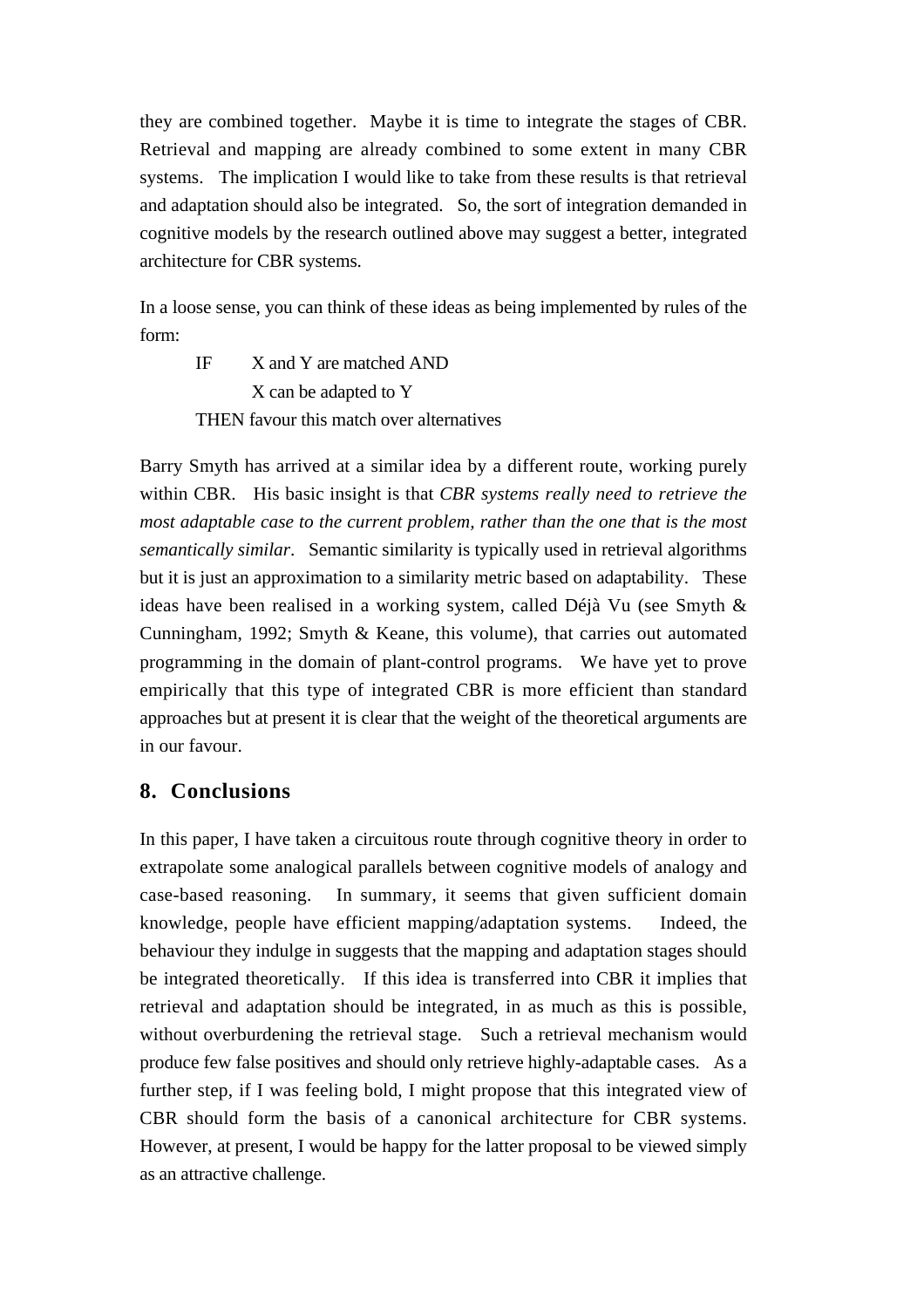they are combined together. Maybe it is time to integrate the stages of CBR. Retrieval and mapping are already combined to some extent in many CBR systems. The implication I would like to take from these results is that retrieval and adaptation should also be integrated. So, the sort of integration demanded in cognitive models by the research outlined above may suggest a better, integrated architecture for CBR systems.

In a loose sense, you can think of these ideas as being implemented by rules of the form:

```
IF      X and Y are matched AND
        X can be adapted to Y
THEN favour this match over alternatives
```

Barry Smyth has arrived at a similar idea by a different route, working purely within CBR. His basic insight is that *CBR systems really need to retrieve the most adaptable case to the current problem, rather than the one that is the most semantically similar*. Semantic similarity is typically used in retrieval algorithms but it is just an approximation to a similarity metric based on adaptability. These ideas have been realised in a working system, called Déjà Vu (see Smyth & Cunningham, 1992; Smyth & Keane, this volume), that carries out automated programming in the domain of plant-control programs. We have yet to prove empirically that this type of integrated CBR is more efficient than standard approaches but at present it is clear that the weight of the theoretical arguments are in our favour.

## 8. Conclusions

In this paper, I have taken a circuitous route through cognitive theory in order to extrapolate some analogical parallels between cognitive models of analogy and case-based reasoning. In summary, it seems that given sufficient domain knowledge, people have efficient mapping/adaptation systems. Indeed, the behaviour they indulge in suggests that the mapping and adaptation stages should be integrated theoretically. If this idea is transferred into CBR it implies that retrieval and adaptation should be integrated, in as much as this is possible, without overburdening the retrieval stage. Such a retrieval mechanism would produce few false positives and should only retrieve highly-adaptable cases. As a further step, if I was feeling bold, I might propose that this integrated view of CBR should form the basis of a canonical architecture for CBR systems. However, at present, I would be happy for the latter proposal to be viewed simply as an attractive challenge.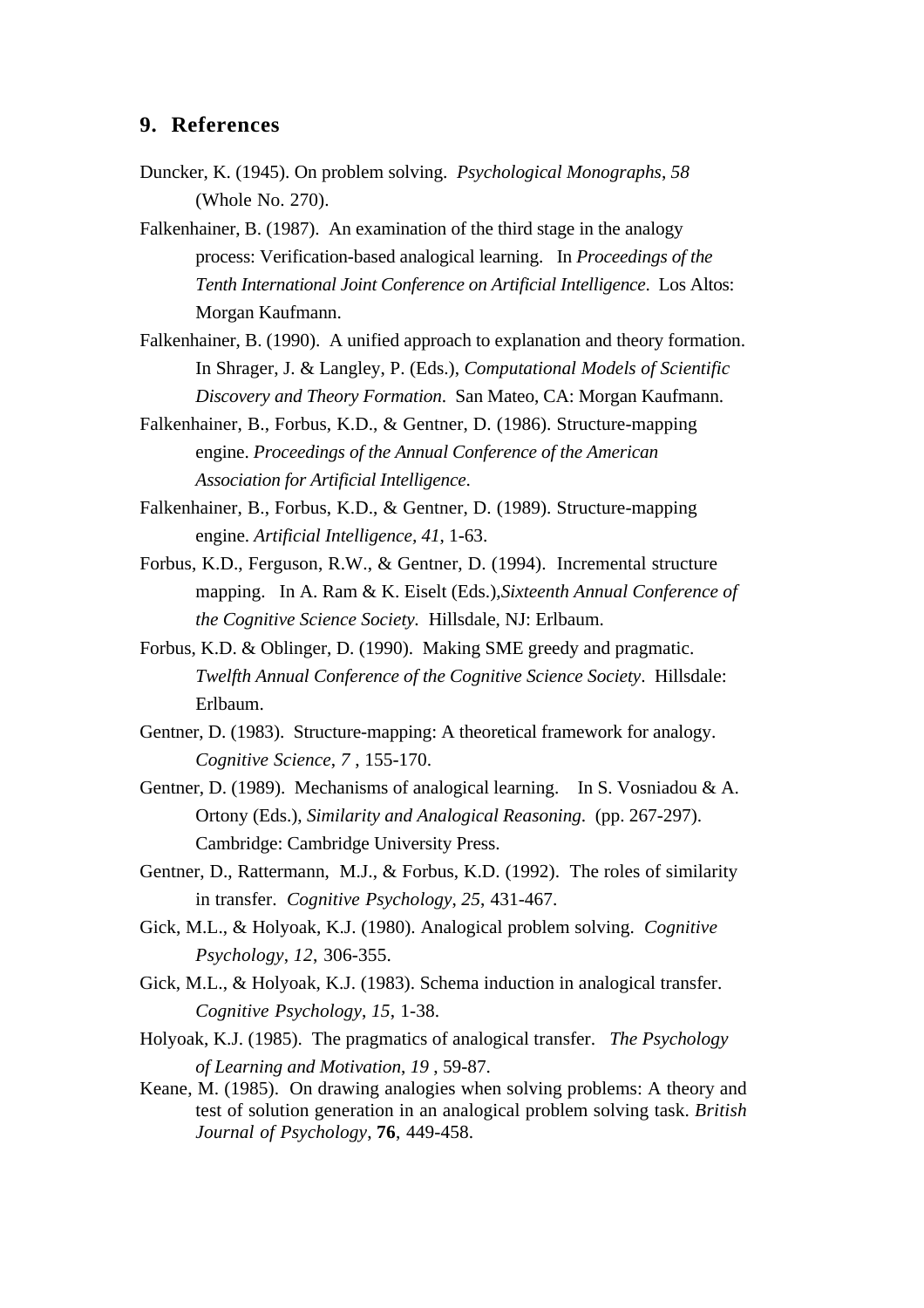## 9. References

Duncker, K. (1945). On problem solving. *Psychological Monographs*, *58* (Whole No. 270).

Falkenhainer, B. (1987). An examination of the third stage in the analogy process: Verification-based analogical learning. In *Proceedings of the Tenth International Joint Conference on Artificial Intelligence*. Los Altos: Morgan Kaufmann.

Falkenhainer, B. (1990). A unified approach to explanation and theory formation. In Shrager, J. & Langley, P. (Eds.), *Computational Models of Scientific Discovery and Theory Formation*. San Mateo, CA: Morgan Kaufmann.

Falkenhainer, B., Forbus, K.D., & Gentner, D. (1986). Structure-mapping engine. *Proceedings of the Annual Conference of the American Association for Artificial Intelligence*.

Falkenhainer, B., Forbus, K.D., & Gentner, D. (1989). Structure-mapping engine. *Artificial Intelligence*, *41*, 1-63.

Forbus, K.D., Ferguson, R.W., & Gentner, D. (1994). Incremental structure mapping. In A. Ram & K. Eiselt (Eds.),*Sixteenth Annual Conference of the Cognitive Science Society*. Hillsdale, NJ: Erlbaum.

Forbus, K.D. & Oblinger, D. (1990). Making SME greedy and pragmatic. *Twelfth Annual Conference of the Cognitive Science Society*. Hillsdale: Erlbaum.

Gentner, D. (1983). Structure-mapping: A theoretical framework for analogy. *Cognitive Science*, *7* , 155-170.

Gentner, D. (1989). Mechanisms of analogical learning. In S. Vosniadou & A. Ortony (Eds.), *Similarity and Analogical Reasoning*. (pp. 267-297). Cambridge: Cambridge University Press.

Gentner, D., Rattermann, M.J., & Forbus, K.D. (1992). The roles of similarity in transfer. *Cognitive Psychology*, *25*, 431-467.

Gick, M.L., & Holyoak, K.J. (1980). Analogical problem solving. *Cognitive Psychology*, *12*, 306-355.

Gick, M.L., & Holyoak, K.J. (1983). Schema induction in analogical transfer. *Cognitive Psychology*, *15*, 1-38.

Holyoak, K.J. (1985). The pragmatics of analogical transfer. *The Psychology of Learning and Motivation*, *19* , 59-87.

Keane, M. (1985). On drawing analogies when solving problems: A theory and test of solution generation in an analogical problem solving task. *British Journal of Psychology*, **76**, 449-458.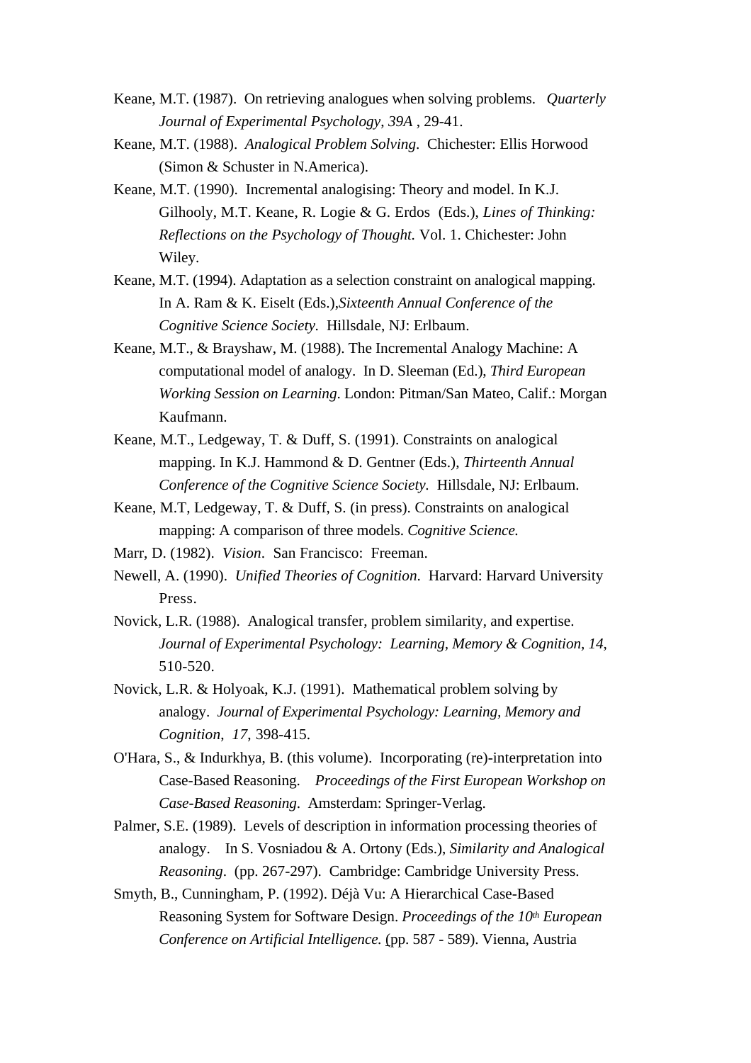Keane, M.T. (1987). On retrieving analogues when solving problems. *Quarterly Journal of Experimental Psychology*, *39A* , 29-41.

Keane, M.T. (1988). *Analogical Problem Solving*. Chichester: Ellis Horwood (Simon & Schuster in N.America).

Keane, M.T. (1990). Incremental analogising: Theory and model. In K.J. Gilhooly, M.T. Keane, R. Logie & G. Erdos (Eds.), *Lines of Thinking: Reflections on the Psychology of Thought.* Vol. 1. Chichester: John Wiley.

Keane, M.T. (1994). Adaptation as a selection constraint on analogical mapping. In A. Ram & K. Eiselt (Eds.),*Sixteenth Annual Conference of the Cognitive Science Society.* Hillsdale, NJ: Erlbaum.

Keane, M.T., & Brayshaw, M. (1988). The Incremental Analogy Machine: A computational model of analogy. In D. Sleeman (Ed.), *Third European Working Session on Learning*. London: Pitman/San Mateo, Calif.: Morgan Kaufmann.

Keane, M.T., Ledgeway, T. & Duff, S. (1991). Constraints on analogical mapping. In K.J. Hammond & D. Gentner (Eds.), *Thirteenth Annual Conference of the Cognitive Science Society*. Hillsdale, NJ: Erlbaum.

Keane, M.T, Ledgeway, T. & Duff, S. (in press). Constraints on analogical mapping: A comparison of three models. *Cognitive Science.*

Marr, D. (1982). *Vision*. San Francisco: Freeman.

Newell, A. (1990). *Unified Theories of Cognition*. Harvard: Harvard University Press.

Novick, L.R. (1988). Analogical transfer, problem similarity, and expertise. *Journal of Experimental Psychology: Learning, Memory & Cognition, 14*, 510-520.

Novick, L.R. & Holyoak, K.J. (1991). Mathematical problem solving by analogy. *Journal of Experimental Psychology: Learning, Memory and Cognition*, *17*, 398-415.

O'Hara, S., & Indurkhya, B. (this volume). Incorporating (re)-interpretation into Case-Based Reasoning. *Proceedings of the First European Workshop on Case-Based Reasoning.* Amsterdam: Springer-Verlag.

Palmer, S.E. (1989). Levels of description in information processing theories of analogy. In S. Vosniadou & A. Ortony (Eds.), *Similarity and Analogical Reasoning*. (pp. 267-297). Cambridge: Cambridge University Press.

Smyth, B., Cunningham, P. (1992). Déjà Vu: A Hierarchical Case-Based Reasoning System for Software Design. *Proceedings of the 10th European Conference on Artificial Intelligence.* (pp. 587 - 589). Vienna, Austria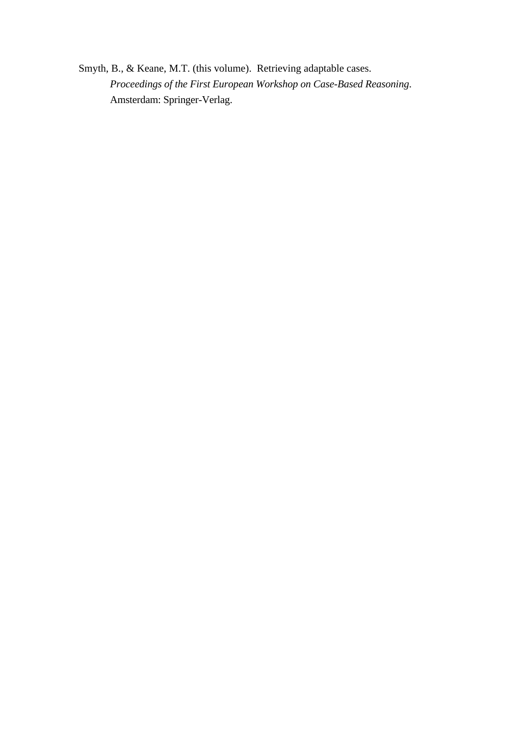Smyth, B., & Keane, M.T. (this volume). Retrieving adaptable cases. *Proceedings of the First European Workshop on Case-Based Reasoning*. Amsterdam: Springer-Verlag.